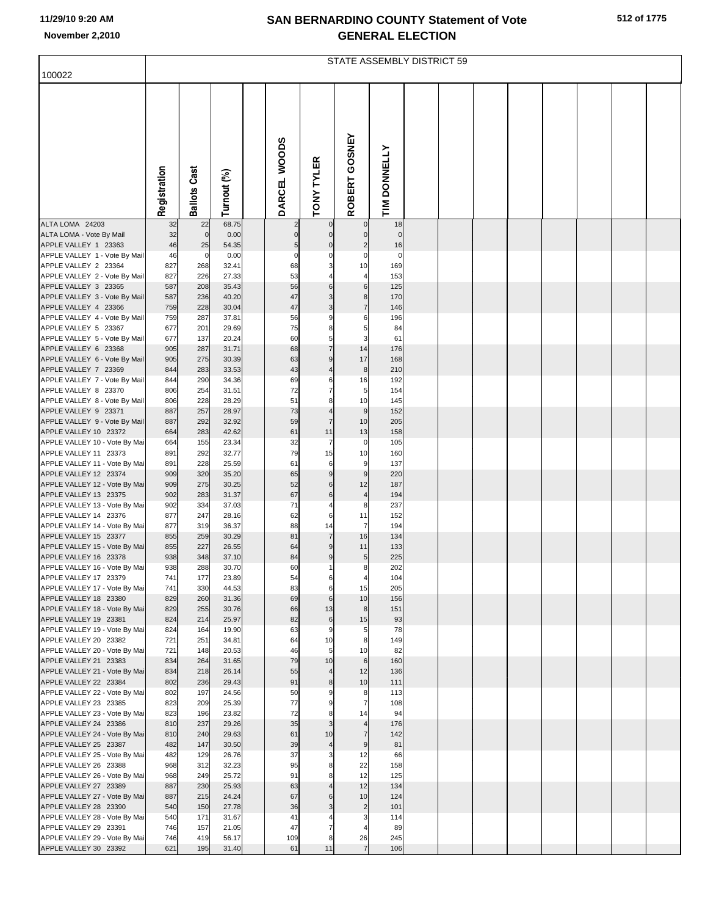# SAN BERNARDINO COUNTY Statement of Vote
## GENERAL ELECTION

11/29/10 9:20 AM
November 2,2010

100022

STATE ASSEMBLY DISTRICT 59

| | Registration | Ballots Cast | Turnout (%) | | DARCEL WOODS | TONY TYLER | ROBERT GOSNEY | TIM DONNELLY |
|---|---|---|---|---|---|---|---|---|
| ALTA LOMA 24203 | 32 | 22 | 68.75 | | 2 | 0 | 0 | 18 |
| ALTA LOMA - Vote By Mail | 32 | 0 | 0.00 | | 0 | 0 | 0 | 0 |
| APPLE VALLEY 1 23363 | 46 | 25 | 54.35 | | 5 | 0 | 2 | 16 |
| APPLE VALLEY 1 - Vote By Mail | 46 | 0 | 0.00 | | 0 | 0 | 0 | 0 |
| APPLE VALLEY 2 23364 | 827 | 268 | 32.41 | | 68 | 3 | 10 | 169 |
| APPLE VALLEY 2 - Vote By Mail | 827 | 226 | 27.33 | | 53 | 4 | 4 | 153 |
| APPLE VALLEY 3 23365 | 587 | 208 | 35.43 | | 56 | 6 | 6 | 125 |
| APPLE VALLEY 3 - Vote By Mail | 587 | 236 | 40.20 | | 47 | 3 | 8 | 170 |
| APPLE VALLEY 4 23366 | 759 | 228 | 30.04 | | 47 | 3 | 7 | 146 |
| APPLE VALLEY 4 - Vote By Mail | 759 | 287 | 37.81 | | 56 | 9 | 6 | 196 |
| APPLE VALLEY 5 23367 | 677 | 201 | 29.69 | | 75 | 8 | 5 | 84 |
| APPLE VALLEY 5 - Vote By Mail | 677 | 137 | 20.24 | | 60 | 5 | 3 | 61 |
| APPLE VALLEY 6 23368 | 905 | 287 | 31.71 | | 68 | 7 | 14 | 176 |
| APPLE VALLEY 6 - Vote By Mail | 905 | 275 | 30.39 | | 63 | 9 | 17 | 168 |
| APPLE VALLEY 7 23369 | 844 | 283 | 33.53 | | 43 | 4 | 8 | 210 |
| APPLE VALLEY 7 - Vote By Mail | 844 | 290 | 34.36 | | 69 | 6 | 16 | 192 |
| APPLE VALLEY 8 23370 | 806 | 254 | 31.51 | | 72 | 7 | 5 | 154 |
| APPLE VALLEY 8 - Vote By Mail | 806 | 228 | 28.29 | | 51 | 8 | 10 | 145 |
| APPLE VALLEY 9 23371 | 887 | 257 | 28.97 | | 73 | 4 | 9 | 152 |
| APPLE VALLEY 9 - Vote By Mail | 887 | 292 | 32.92 | | 59 | 7 | 10 | 205 |
| APPLE VALLEY 10 23372 | 664 | 283 | 42.62 | | 61 | 11 | 13 | 158 |
| APPLE VALLEY 10 - Vote By Mai | 664 | 155 | 23.34 | | 32 | 7 | 0 | 105 |
| APPLE VALLEY 11 23373 | 891 | 292 | 32.77 | | 79 | 15 | 10 | 160 |
| APPLE VALLEY 11 - Vote By Mai | 891 | 228 | 25.59 | | 61 | 6 | 9 | 137 |
| APPLE VALLEY 12 23374 | 909 | 320 | 35.20 | | 65 | 9 | 9 | 220 |
| APPLE VALLEY 12 - Vote By Mai | 909 | 275 | 30.25 | | 52 | 6 | 12 | 187 |
| APPLE VALLEY 13 23375 | 902 | 283 | 31.37 | | 67 | 6 | 4 | 194 |
| APPLE VALLEY 13 - Vote By Mai | 902 | 334 | 37.03 | | 71 | 4 | 8 | 237 |
| APPLE VALLEY 14 23376 | 877 | 247 | 28.16 | | 62 | 6 | 11 | 152 |
| APPLE VALLEY 14 - Vote By Mai | 877 | 319 | 36.37 | | 88 | 14 | 7 | 194 |
| APPLE VALLEY 15 23377 | 855 | 259 | 30.29 | | 81 | 7 | 16 | 134 |
| APPLE VALLEY 15 - Vote By Mai | 855 | 227 | 26.55 | | 64 | 9 | 11 | 133 |
| APPLE VALLEY 16 23378 | 938 | 348 | 37.10 | | 84 | 9 | 5 | 225 |
| APPLE VALLEY 16 - Vote By Mai | 938 | 288 | 30.70 | | 60 | 1 | 8 | 202 |
| APPLE VALLEY 17 23379 | 741 | 177 | 23.89 | | 54 | 6 | 4 | 104 |
| APPLE VALLEY 17 - Vote By Mai | 741 | 330 | 44.53 | | 83 | 6 | 15 | 205 |
| APPLE VALLEY 18 23380 | 829 | 260 | 31.36 | | 69 | 6 | 10 | 156 |
| APPLE VALLEY 18 - Vote By Mai | 829 | 255 | 30.76 | | 66 | 13 | 8 | 151 |
| APPLE VALLEY 19 23381 | 824 | 214 | 25.97 | | 82 | 6 | 15 | 93 |
| APPLE VALLEY 19 - Vote By Mai | 824 | 164 | 19.90 | | 63 | 9 | 5 | 78 |
| APPLE VALLEY 20 23382 | 721 | 251 | 34.81 | | 64 | 10 | 8 | 149 |
| APPLE VALLEY 20 - Vote By Mai | 721 | 148 | 20.53 | | 46 | 5 | 10 | 82 |
| APPLE VALLEY 21 23383 | 834 | 264 | 31.65 | | 79 | 10 | 6 | 160 |
| APPLE VALLEY 21 - Vote By Mai | 834 | 218 | 26.14 | | 55 | 4 | 12 | 136 |
| APPLE VALLEY 22 23384 | 802 | 236 | 29.43 | | 91 | 8 | 10 | 111 |
| APPLE VALLEY 22 - Vote By Mai | 802 | 197 | 24.56 | | 50 | 9 | 8 | 113 |
| APPLE VALLEY 23 23385 | 823 | 209 | 25.39 | | 77 | 9 | 7 | 108 |
| APPLE VALLEY 23 - Vote By Mai | 823 | 196 | 23.82 | | 72 | 8 | 14 | 94 |
| APPLE VALLEY 24 23386 | 810 | 237 | 29.26 | | 35 | 3 | 4 | 176 |
| APPLE VALLEY 24 - Vote By Mai | 810 | 240 | 29.63 | | 61 | 10 | 7 | 142 |
| APPLE VALLEY 25 23387 | 482 | 147 | 30.50 | | 39 | 4 | 9 | 81 |
| APPLE VALLEY 25 - Vote By Mai | 482 | 129 | 26.76 | | 37 | 3 | 12 | 66 |
| APPLE VALLEY 26 23388 | 968 | 312 | 32.23 | | 95 | 8 | 22 | 158 |
| APPLE VALLEY 26 - Vote By Mai | 968 | 249 | 25.72 | | 91 | 8 | 12 | 125 |
| APPLE VALLEY 27 23389 | 887 | 230 | 25.93 | | 63 | 4 | 12 | 134 |
| APPLE VALLEY 27 - Vote By Mai | 887 | 215 | 24.24 | | 67 | 6 | 10 | 124 |
| APPLE VALLEY 28 23390 | 540 | 150 | 27.78 | | 36 | 3 | 2 | 101 |
| APPLE VALLEY 28 - Vote By Mai | 540 | 171 | 31.67 | | 41 | 4 | 3 | 114 |
| APPLE VALLEY 29 23391 | 746 | 157 | 21.05 | | 47 | 7 | 4 | 89 |
| APPLE VALLEY 29 - Vote By Mai | 746 | 419 | 56.17 | | 109 | 8 | 26 | 245 |
| APPLE VALLEY 30 23392 | 621 | 195 | 31.40 | | 61 | 11 | 7 | 106 |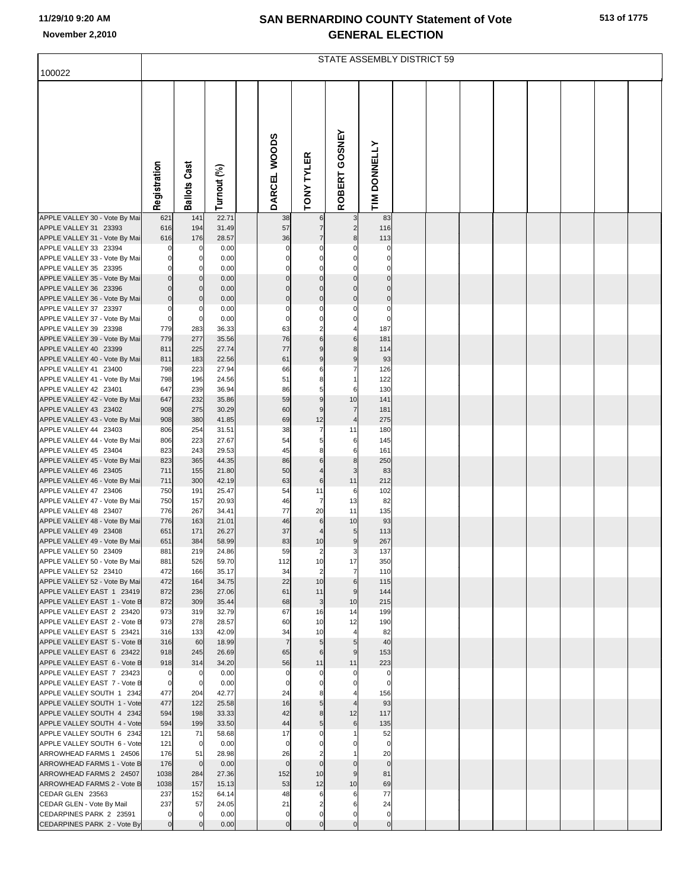# SAN BERNARDINO COUNTY Statement of Vote
## GENERAL ELECTION

November 2,2010

STATE ASSEMBLY DISTRICT 59

100022

| | Registration | Ballots Cast | Turnout (%) | | DARCEL WOODS | TONY TYLER | ROBERT GOSNEY | TIM DONNELLY |
|---|---|---|---|---|---|---|---|---|
| APPLE VALLEY 30 - Vote By Mai | 621 | 141 | 22.71 | | 38 | 6 | 3 | 83 |
| APPLE VALLEY 31 23393 | 616 | 194 | 31.49 | | 57 | 7 | 2 | 116 |
| APPLE VALLEY 31 - Vote By Mai | 616 | 176 | 28.57 | | 36 | 7 | 8 | 113 |
| APPLE VALLEY 33 23394 | 0 | 0 | 0.00 | | 0 | 0 | 0 | 0 |
| APPLE VALLEY 33 - Vote By Mai | 0 | 0 | 0.00 | | 0 | 0 | 0 | 0 |
| APPLE VALLEY 35 23395 | 0 | 0 | 0.00 | | 0 | 0 | 0 | 0 |
| APPLE VALLEY 35 - Vote By Mai | 0 | 0 | 0.00 | | 0 | 0 | 0 | 0 |
| APPLE VALLEY 36 23396 | 0 | 0 | 0.00 | | 0 | 0 | 0 | 0 |
| APPLE VALLEY 36 - Vote By Mai | 0 | 0 | 0.00 | | 0 | 0 | 0 | 0 |
| APPLE VALLEY 37 23397 | 0 | 0 | 0.00 | | 0 | 0 | 0 | 0 |
| APPLE VALLEY 37 - Vote By Mai | 0 | 0 | 0.00 | | 0 | 0 | 0 | 0 |
| APPLE VALLEY 39 23398 | 779 | 283 | 36.33 | | 63 | 2 | 4 | 187 |
| APPLE VALLEY 39 - Vote By Mai | 779 | 277 | 35.56 | | 76 | 6 | 6 | 181 |
| APPLE VALLEY 40 23399 | 811 | 225 | 27.74 | | 77 | 9 | 8 | 114 |
| APPLE VALLEY 40 - Vote By Mai | 811 | 183 | 22.56 | | 61 | 9 | 9 | 93 |
| APPLE VALLEY 41 23400 | 798 | 223 | 27.94 | | 66 | 6 | 7 | 126 |
| APPLE VALLEY 41 - Vote By Mai | 798 | 196 | 24.56 | | 51 | 8 | 1 | 122 |
| APPLE VALLEY 42 23401 | 647 | 239 | 36.94 | | 86 | 5 | 6 | 130 |
| APPLE VALLEY 42 - Vote By Mai | 647 | 232 | 35.86 | | 59 | 9 | 10 | 141 |
| APPLE VALLEY 43 23402 | 908 | 275 | 30.29 | | 60 | 9 | 7 | 181 |
| APPLE VALLEY 43 - Vote By Mai | 908 | 380 | 41.85 | | 69 | 12 | 4 | 275 |
| APPLE VALLEY 44 23403 | 806 | 254 | 31.51 | | 38 | 7 | 11 | 180 |
| APPLE VALLEY 44 - Vote By Mai | 806 | 223 | 27.67 | | 54 | 5 | 6 | 145 |
| APPLE VALLEY 45 23404 | 823 | 243 | 29.53 | | 45 | 8 | 6 | 161 |
| APPLE VALLEY 45 - Vote By Mai | 823 | 365 | 44.35 | | 86 | 6 | 8 | 250 |
| APPLE VALLEY 46 23405 | 711 | 155 | 21.80 | | 50 | 4 | 3 | 83 |
| APPLE VALLEY 46 - Vote By Mai | 711 | 300 | 42.19 | | 63 | 6 | 11 | 212 |
| APPLE VALLEY 47 23406 | 750 | 191 | 25.47 | | 54 | 11 | 6 | 102 |
| APPLE VALLEY 47 - Vote By Mai | 750 | 157 | 20.93 | | 46 | 7 | 13 | 82 |
| APPLE VALLEY 48 23407 | 776 | 267 | 34.41 | | 77 | 20 | 11 | 135 |
| APPLE VALLEY 48 - Vote By Mai | 776 | 163 | 21.01 | | 46 | 6 | 10 | 93 |
| APPLE VALLEY 49 23408 | 651 | 171 | 26.27 | | 37 | 4 | 5 | 113 |
| APPLE VALLEY 49 - Vote By Mai | 651 | 384 | 58.99 | | 83 | 10 | 9 | 267 |
| APPLE VALLEY 50 23409 | 881 | 219 | 24.86 | | 59 | 2 | 3 | 137 |
| APPLE VALLEY 50 - Vote By Mai | 881 | 526 | 59.70 | | 112 | 10 | 17 | 350 |
| APPLE VALLEY 52 23410 | 472 | 166 | 35.17 | | 34 | 2 | 7 | 110 |
| APPLE VALLEY 52 - Vote By Mai | 472 | 164 | 34.75 | | 22 | 10 | 6 | 115 |
| APPLE VALLEY EAST 1 23419 | 872 | 236 | 27.06 | | 61 | 11 | 9 | 144 |
| APPLE VALLEY EAST 1 - Vote B | 872 | 309 | 35.44 | | 68 | 3 | 10 | 215 |
| APPLE VALLEY EAST 2 23420 | 973 | 319 | 32.79 | | 67 | 16 | 14 | 199 |
| APPLE VALLEY EAST 2 - Vote B | 973 | 278 | 28.57 | | 60 | 10 | 12 | 190 |
| APPLE VALLEY EAST 5 23421 | 316 | 133 | 42.09 | | 34 | 10 | 4 | 82 |
| APPLE VALLEY EAST 5 - Vote B | 316 | 60 | 18.99 | | 7 | 5 | 5 | 40 |
| APPLE VALLEY EAST 6 23422 | 918 | 245 | 26.69 | | 65 | 6 | 9 | 153 |
| APPLE VALLEY EAST 6 - Vote B | 918 | 314 | 34.20 | | 56 | 11 | 11 | 223 |
| APPLE VALLEY EAST 7 23423 | 0 | 0 | 0.00 | | 0 | 0 | 0 | 0 |
| APPLE VALLEY EAST 7 - Vote B | 0 | 0 | 0.00 | | 0 | 0 | 0 | 0 |
| APPLE VALLEY SOUTH 1 2342 | 477 | 204 | 42.77 | | 24 | 8 | 4 | 156 |
| APPLE VALLEY SOUTH 1 - Vote | 477 | 122 | 25.58 | | 16 | 5 | 4 | 93 |
| APPLE VALLEY SOUTH 4 2342 | 594 | 198 | 33.33 | | 42 | 8 | 12 | 117 |
| APPLE VALLEY SOUTH 4 - Vote | 594 | 199 | 33.50 | | 44 | 5 | 6 | 135 |
| APPLE VALLEY SOUTH 6 2342 | 121 | 71 | 58.68 | | 17 | 0 | 1 | 52 |
| APPLE VALLEY SOUTH 6 - Vote | 121 | 0 | 0.00 | | 0 | 0 | 0 | 0 |
| ARROWHEAD FARMS 1 24506 | 176 | 51 | 28.98 | | 26 | 2 | 1 | 20 |
| ARROWHEAD FARMS 1 - Vote B | 176 | 0 | 0.00 | | 0 | 0 | 0 | 0 |
| ARROWHEAD FARMS 2 24507 | 1038 | 284 | 27.36 | | 152 | 10 | 9 | 81 |
| ARROWHEAD FARMS 2 - Vote B | 1038 | 157 | 15.13 | | 53 | 12 | 10 | 69 |
| CEDAR GLEN 23563 | 237 | 152 | 64.14 | | 48 | 6 | 6 | 77 |
| CEDAR GLEN - Vote By Mail | 237 | 57 | 24.05 | | 21 | 2 | 6 | 24 |
| CEDARPINES PARK 2 23591 | 0 | 0 | 0.00 | | 0 | 0 | 0 | 0 |
| CEDARPINES PARK 2 - Vote By | 0 | 0 | 0.00 | | 0 | 0 | 0 | 0 |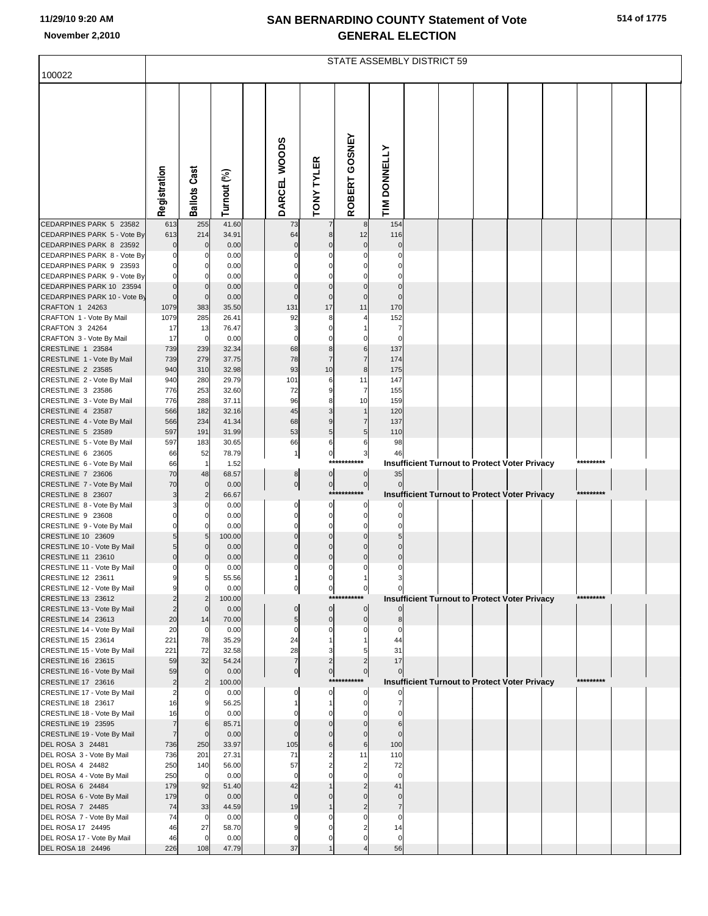# SAN BERNARDINO COUNTY Statement of Vote
# GENERAL ELECTION

11/29/10 9:20 AM
November 2,2010

100022

STATE ASSEMBLY DISTRICT 59

| | Registration | Ballots Cast | Turnout (%) | | DARCEL WOODS | TONY TYLER | ROBERT GOSNEY | TIM DONNELLY |
|---|---|---|---|---|---|---|---|---|
| CEDARPINES PARK 5 23582 | 613 | 255 | 41.60 | | 73 | 7 | 8 | 154 |
| CEDARPINES PARK 5 - Vote By | 613 | 214 | 34.91 | | 64 | 8 | 12 | 116 |
| CEDARPINES PARK 8 23592 | 0 | 0 | 0.00 | | 0 | 0 | 0 | 0 |
| CEDARPINES PARK 8 - Vote By | 0 | 0 | 0.00 | | 0 | 0 | 0 | 0 |
| CEDARPINES PARK 9 23593 | 0 | 0 | 0.00 | | 0 | 0 | 0 | 0 |
| CEDARPINES PARK 9 - Vote By | 0 | 0 | 0.00 | | 0 | 0 | 0 | 0 |
| CEDARPINES PARK 10 23594 | 0 | 0 | 0.00 | | 0 | 0 | 0 | 0 |
| CEDARPINES PARK 10 - Vote By | 0 | 0 | 0.00 | | 0 | 0 | 0 | 0 |
| CRAFTON 1 24263 | 1079 | 383 | 35.50 | | 131 | 17 | 11 | 170 |
| CRAFTON 1 - Vote By Mail | 1079 | 285 | 26.41 | | 92 | 8 | 4 | 152 |
| CRAFTON 3 24264 | 17 | 13 | 76.47 | | 3 | 0 | 1 | 7 |
| CRAFTON 3 - Vote By Mail | 17 | 0 | 0.00 | | 0 | 0 | 0 | 0 |
| CRESTLINE 1 23584 | 739 | 239 | 32.34 | | 68 | 8 | 6 | 137 |
| CRESTLINE 1 - Vote By Mail | 739 | 279 | 37.75 | | 78 | 7 | 7 | 174 |
| CRESTLINE 2 23585 | 940 | 310 | 32.98 | | 93 | 10 | 8 | 175 |
| CRESTLINE 2 - Vote By Mail | 940 | 280 | 29.79 | | 101 | 6 | 11 | 147 |
| CRESTLINE 3 23586 | 776 | 253 | 32.60 | | 72 | 9 | 7 | 155 |
| CRESTLINE 3 - Vote By Mail | 776 | 288 | 37.11 | | 96 | 8 | 10 | 159 |
| CRESTLINE 4 23587 | 566 | 182 | 32.16 | | 45 | 3 | 1 | 120 |
| CRESTLINE 4 - Vote By Mail | 566 | 234 | 41.34 | | 68 | 9 | 7 | 137 |
| CRESTLINE 5 23589 | 597 | 191 | 31.99 | | 53 | 5 | 5 | 110 |
| CRESTLINE 5 - Vote By Mail | 597 | 183 | 30.65 | | 66 | 6 | 6 | 98 |
| CRESTLINE 6 23605 | 66 | 52 | 78.79 | | 1 | 0 | 3 | 46 |
| CRESTLINE 6 - Vote By Mail | 66 | 1 | 1.52 | | *********** Insufficient Turnout to Protect Voter Privacy ********* | | | |
| CRESTLINE 7 23606 | 70 | 48 | 68.57 | | 8 | 0 | 0 | 35 |
| CRESTLINE 7 - Vote By Mail | 70 | 0 | 0.00 | | 0 | 0 | 0 | 0 |
| CRESTLINE 8 23607 | 3 | 2 | 66.67 | | *********** Insufficient Turnout to Protect Voter Privacy ********* | | | |
| CRESTLINE 8 - Vote By Mail | 3 | 0 | 0.00 | | 0 | 0 | 0 | 0 |
| CRESTLINE 9 23608 | 0 | 0 | 0.00 | | 0 | 0 | 0 | 0 |
| CRESTLINE 9 - Vote By Mail | 0 | 0 | 0.00 | | 0 | 0 | 0 | 0 |
| CRESTLINE 10 23609 | 5 | 5 | 100.00 | | 0 | 0 | 0 | 5 |
| CRESTLINE 10 - Vote By Mail | 5 | 0 | 0.00 | | 0 | 0 | 0 | 0 |
| CRESTLINE 11 23610 | 0 | 0 | 0.00 | | 0 | 0 | 0 | 0 |
| CRESTLINE 11 - Vote By Mail | 0 | 0 | 0.00 | | 0 | 0 | 0 | 0 |
| CRESTLINE 12 23611 | 9 | 5 | 55.56 | | 1 | 0 | 1 | 3 |
| CRESTLINE 12 - Vote By Mail | 9 | 0 | 0.00 | | 0 | 0 | 0 | 0 |
| CRESTLINE 13 23612 | 2 | 2 | 100.00 | | *********** Insufficient Turnout to Protect Voter Privacy ********* | | | |
| CRESTLINE 13 - Vote By Mail | 2 | 0 | 0.00 | | 0 | 0 | 0 | 0 |
| CRESTLINE 14 23613 | 20 | 14 | 70.00 | | 5 | 0 | 0 | 8 |
| CRESTLINE 14 - Vote By Mail | 20 | 0 | 0.00 | | 0 | 0 | 0 | 0 |
| CRESTLINE 15 23614 | 221 | 78 | 35.29 | | 24 | 1 | 1 | 44 |
| CRESTLINE 15 - Vote By Mail | 221 | 72 | 32.58 | | 28 | 3 | 5 | 31 |
| CRESTLINE 16 23615 | 59 | 32 | 54.24 | | 7 | 2 | 2 | 17 |
| CRESTLINE 16 - Vote By Mail | 59 | 0 | 0.00 | | 0 | 0 | 0 | 0 |
| CRESTLINE 17 23616 | 2 | 2 | 100.00 | | *********** Insufficient Turnout to Protect Voter Privacy ********* | | | |
| CRESTLINE 17 - Vote By Mail | 2 | 0 | 0.00 | | 0 | 0 | 0 | 0 |
| CRESTLINE 18 23617 | 16 | 9 | 56.25 | | 1 | 1 | 0 | 7 |
| CRESTLINE 18 - Vote By Mail | 16 | 0 | 0.00 | | 0 | 0 | 0 | 0 |
| CRESTLINE 19 23595 | 7 | 6 | 85.71 | | 0 | 0 | 0 | 6 |
| CRESTLINE 19 - Vote By Mail | 7 | 0 | 0.00 | | 0 | 0 | 0 | 0 |
| DEL ROSA 3 24481 | 736 | 250 | 33.97 | | 105 | 6 | 6 | 100 |
| DEL ROSA 3 - Vote By Mail | 736 | 201 | 27.31 | | 71 | 2 | 11 | 110 |
| DEL ROSA 4 24482 | 250 | 140 | 56.00 | | 57 | 2 | 2 | 72 |
| DEL ROSA 4 - Vote By Mail | 250 | 0 | 0.00 | | 0 | 0 | 0 | 0 |
| DEL ROSA 6 24484 | 179 | 92 | 51.40 | | 42 | 1 | 2 | 41 |
| DEL ROSA 6 - Vote By Mail | 179 | 0 | 0.00 | | 0 | 0 | 0 | 0 |
| DEL ROSA 7 24485 | 74 | 33 | 44.59 | | 19 | 1 | 2 | 7 |
| DEL ROSA 7 - Vote By Mail | 74 | 0 | 0.00 | | 0 | 0 | 0 | 0 |
| DEL ROSA 17 24495 | 46 | 27 | 58.70 | | 9 | 0 | 2 | 14 |
| DEL ROSA 17 - Vote By Mail | 46 | 0 | 0.00 | | 0 | 0 | 0 | 0 |
| DEL ROSA 18 24496 | 226 | 108 | 47.79 | | 37 | 1 | 4 | 56 |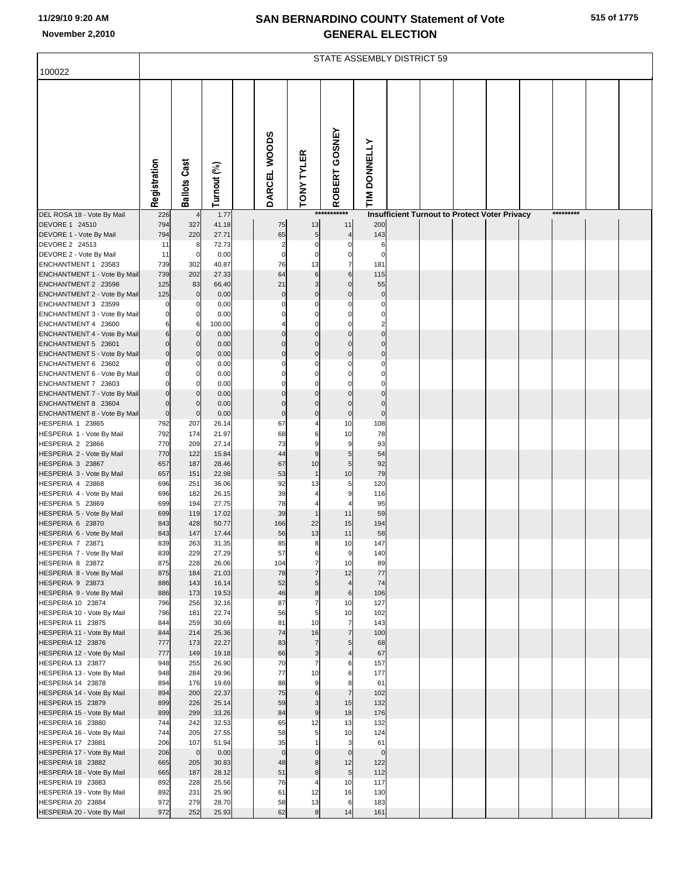# SAN BERNARDINO COUNTY Statement of Vote
## GENERAL ELECTION

11/29/10 9:20 AM
November 2,2010

STATE ASSEMBLY DISTRICT 59

100022

| | Registration | Ballots Cast | Turnout (%) | | DARCEL WOODS | TONY TYLER | ROBERT GOSNEY | TIM DONNELLY |
|---|---|---|---|---|---|---|---|---|
| DEL ROSA 18 - Vote By Mail | 226 | 4 | 1.77 | | *********** Insufficient Turnout to Protect Voter Privacy ********* | | | |
| DEVORE 1 24510 | 794 | 327 | 41.18 | | 75 | 13 | 11 | 200 |
| DEVORE 1 - Vote By Mail | 794 | 220 | 27.71 | | 65 | 5 | 4 | 143 |
| DEVORE 2 24513 | 11 | 8 | 72.73 | | 2 | 0 | 0 | 6 |
| DEVORE 2 - Vote By Mail | 11 | 0 | 0.00 | | 0 | 0 | 0 | 0 |
| ENCHANTMENT 1 23583 | 739 | 302 | 40.87 | | 76 | 13 | 7 | 181 |
| ENCHANTMENT 1 - Vote By Mail | 739 | 202 | 27.33 | | 64 | 6 | 6 | 115 |
| ENCHANTMENT 2 23598 | 125 | 83 | 66.40 | | 21 | 3 | 0 | 55 |
| ENCHANTMENT 2 - Vote By Mail | 125 | 0 | 0.00 | | 0 | 0 | 0 | 0 |
| ENCHANTMENT 3 23599 | 0 | 0 | 0.00 | | 0 | 0 | 0 | 0 |
| ENCHANTMENT 3 - Vote By Mail | 0 | 0 | 0.00 | | 0 | 0 | 0 | 0 |
| ENCHANTMENT 4 23600 | 6 | 6 | 100.00 | | 4 | 0 | 0 | 2 |
| ENCHANTMENT 4 - Vote By Mail | 6 | 0 | 0.00 | | 0 | 0 | 0 | 0 |
| ENCHANTMENT 5 23601 | 0 | 0 | 0.00 | | 0 | 0 | 0 | 0 |
| ENCHANTMENT 5 - Vote By Mail | 0 | 0 | 0.00 | | 0 | 0 | 0 | 0 |
| ENCHANTMENT 6 23602 | 0 | 0 | 0.00 | | 0 | 0 | 0 | 0 |
| ENCHANTMENT 6 - Vote By Mail | 0 | 0 | 0.00 | | 0 | 0 | 0 | 0 |
| ENCHANTMENT 7 23603 | 0 | 0 | 0.00 | | 0 | 0 | 0 | 0 |
| ENCHANTMENT 7 - Vote By Mail | 0 | 0 | 0.00 | | 0 | 0 | 0 | 0 |
| ENCHANTMENT 8 23604 | 0 | 0 | 0.00 | | 0 | 0 | 0 | 0 |
| ENCHANTMENT 8 - Vote By Mail | 0 | 0 | 0.00 | | 0 | 0 | 0 | 0 |
| HESPERIA 1 23865 | 792 | 207 | 26.14 | | 67 | 4 | 10 | 108 |
| HESPERIA 1 - Vote By Mail | 792 | 174 | 21.97 | | 68 | 6 | 10 | 78 |
| HESPERIA 2 23866 | 770 | 209 | 27.14 | | 73 | 9 | 9 | 93 |
| HESPERIA 2 - Vote By Mail | 770 | 122 | 15.84 | | 44 | 9 | 5 | 54 |
| HESPERIA 3 23867 | 657 | 187 | 28.46 | | 67 | 10 | 5 | 92 |
| HESPERIA 3 - Vote By Mail | 657 | 151 | 22.98 | | 53 | 1 | 10 | 79 |
| HESPERIA 4 23868 | 696 | 251 | 36.06 | | 92 | 13 | 5 | 120 |
| HESPERIA 4 - Vote By Mail | 696 | 182 | 26.15 | | 39 | 4 | 9 | 116 |
| HESPERIA 5 23869 | 699 | 194 | 27.75 | | 78 | 4 | 4 | 95 |
| HESPERIA 5 - Vote By Mail | 699 | 119 | 17.02 | | 39 | 1 | 11 | 59 |
| HESPERIA 6 23870 | 843 | 428 | 50.77 | | 166 | 22 | 15 | 194 |
| HESPERIA 6 - Vote By Mail | 843 | 147 | 17.44 | | 56 | 13 | 11 | 58 |
| HESPERIA 7 23871 | 839 | 263 | 31.35 | | 85 | 8 | 10 | 147 |
| HESPERIA 7 - Vote By Mail | 839 | 229 | 27.29 | | 57 | 6 | 9 | 140 |
| HESPERIA 8 23872 | 875 | 228 | 26.06 | | 104 | 7 | 10 | 89 |
| HESPERIA 8 - Vote By Mail | 875 | 184 | 21.03 | | 78 | 7 | 12 | 77 |
| HESPERIA 9 23873 | 886 | 143 | 16.14 | | 52 | 5 | 4 | 74 |
| HESPERIA 9 - Vote By Mail | 886 | 173 | 19.53 | | 46 | 8 | 6 | 106 |
| HESPERIA 10 23874 | 796 | 256 | 32.16 | | 87 | 7 | 10 | 127 |
| HESPERIA 10 - Vote By Mail | 796 | 181 | 22.74 | | 56 | 5 | 10 | 102 |
| HESPERIA 11 23875 | 844 | 259 | 30.69 | | 81 | 10 | 7 | 143 |
| HESPERIA 11 - Vote By Mail | 844 | 214 | 25.36 | | 74 | 16 | 7 | 100 |
| HESPERIA 12 23876 | 777 | 173 | 22.27 | | 83 | 7 | 5 | 68 |
| HESPERIA 12 - Vote By Mail | 777 | 149 | 19.18 | | 66 | 3 | 4 | 67 |
| HESPERIA 13 23877 | 948 | 255 | 26.90 | | 70 | 7 | 6 | 157 |
| HESPERIA 13 - Vote By Mail | 948 | 284 | 29.96 | | 77 | 10 | 6 | 177 |
| HESPERIA 14 23878 | 894 | 176 | 19.69 | | 88 | 9 | 8 | 61 |
| HESPERIA 14 - Vote By Mail | 894 | 200 | 22.37 | | 75 | 6 | 7 | 102 |
| HESPERIA 15 23879 | 899 | 226 | 25.14 | | 59 | 3 | 15 | 132 |
| HESPERIA 15 - Vote By Mail | 899 | 299 | 33.26 | | 84 | 9 | 18 | 176 |
| HESPERIA 16 23880 | 744 | 242 | 32.53 | | 65 | 12 | 13 | 132 |
| HESPERIA 16 - Vote By Mail | 744 | 205 | 27.55 | | 58 | 5 | 10 | 124 |
| HESPERIA 17 23881 | 206 | 107 | 51.94 | | 35 | 1 | 3 | 61 |
| HESPERIA 17 - Vote By Mail | 206 | 0 | 0.00 | | 0 | 0 | 0 | 0 |
| HESPERIA 18 23882 | 665 | 205 | 30.83 | | 48 | 8 | 12 | 122 |
| HESPERIA 18 - Vote By Mail | 665 | 187 | 28.12 | | 51 | 8 | 5 | 112 |
| HESPERIA 19 23883 | 892 | 228 | 25.56 | | 76 | 4 | 10 | 117 |
| HESPERIA 19 - Vote By Mail | 892 | 231 | 25.90 | | 61 | 12 | 16 | 130 |
| HESPERIA 20 23884 | 972 | 279 | 28.70 | | 58 | 13 | 6 | 183 |
| HESPERIA 20 - Vote By Mail | 972 | 252 | 25.93 | | 62 | 8 | 14 | 161 |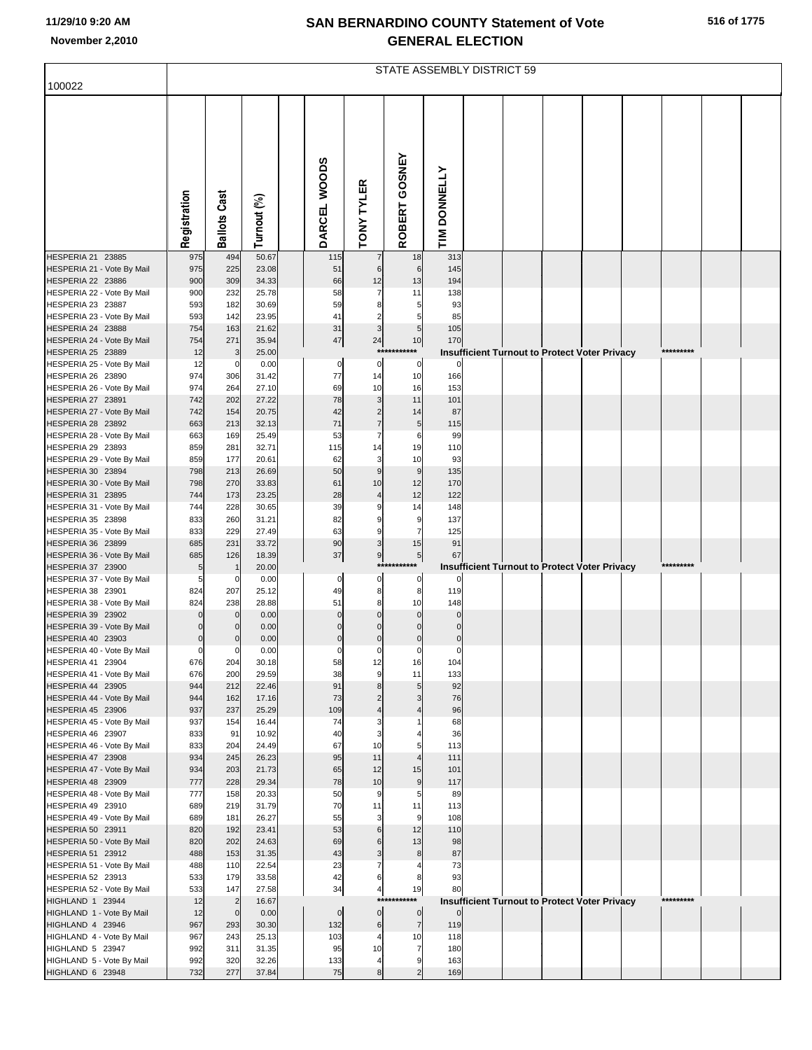# SAN BERNARDINO COUNTY Statement of Vote
# GENERAL ELECTION

11/29/10 9:20 AM
November 2,2010

100022

STATE ASSEMBLY DISTRICT 59

| | Registration | Ballots Cast | Turnout (%) | DARCEL WOODS | TONY TYLER | ROBERT GOSNEY | TIM DONNELLY |
|---|---|---|---|---|---|---|---|
| HESPERIA 21 23885 | 975 | 494 | 50.67 | 115 | 7 | 18 | 313 |
| HESPERIA 21 - Vote By Mail | 975 | 225 | 23.08 | 51 | 6 | 6 | 145 |
| HESPERIA 22 23886 | 900 | 309 | 34.33 | 66 | 12 | 13 | 194 |
| HESPERIA 22 - Vote By Mail | 900 | 232 | 25.78 | 58 | 7 | 11 | 138 |
| HESPERIA 23 23887 | 593 | 182 | 30.69 | 59 | 8 | 5 | 93 |
| HESPERIA 23 - Vote By Mail | 593 | 142 | 23.95 | 41 | 2 | 5 | 85 |
| HESPERIA 24 23888 | 754 | 163 | 21.62 | 31 | 3 | 5 | 105 |
| HESPERIA 24 - Vote By Mail | 754 | 271 | 35.94 | 47 | 24 | 10 | 170 |
| HESPERIA 25 23889 | 12 | 3 | 25.00 | *********** Insufficient Turnout to Protect Voter Privacy ********* | | | |
| HESPERIA 25 - Vote By Mail | 12 | 0 | 0.00 | 0 | 0 | 0 | 0 |
| HESPERIA 26 23890 | 974 | 306 | 31.42 | 77 | 14 | 10 | 166 |
| HESPERIA 26 - Vote By Mail | 974 | 264 | 27.10 | 69 | 10 | 16 | 153 |
| HESPERIA 27 23891 | 742 | 202 | 27.22 | 78 | 3 | 11 | 101 |
| HESPERIA 27 - Vote By Mail | 742 | 154 | 20.75 | 42 | 2 | 14 | 87 |
| HESPERIA 28 23892 | 663 | 213 | 32.13 | 71 | 7 | 5 | 115 |
| HESPERIA 28 - Vote By Mail | 663 | 169 | 25.49 | 53 | 7 | 6 | 99 |
| HESPERIA 29 23893 | 859 | 281 | 32.71 | 115 | 14 | 19 | 110 |
| HESPERIA 29 - Vote By Mail | 859 | 177 | 20.61 | 62 | 3 | 10 | 93 |
| HESPERIA 30 23894 | 798 | 213 | 26.69 | 50 | 9 | 9 | 135 |
| HESPERIA 30 - Vote By Mail | 798 | 270 | 33.83 | 61 | 10 | 12 | 170 |
| HESPERIA 31 23895 | 744 | 173 | 23.25 | 28 | 4 | 12 | 122 |
| HESPERIA 31 - Vote By Mail | 744 | 228 | 30.65 | 39 | 9 | 14 | 148 |
| HESPERIA 35 23898 | 833 | 260 | 31.21 | 82 | 9 | 9 | 137 |
| HESPERIA 35 - Vote By Mail | 833 | 229 | 27.49 | 63 | 9 | 7 | 125 |
| HESPERIA 36 23899 | 685 | 231 | 33.72 | 90 | 3 | 15 | 91 |
| HESPERIA 36 - Vote By Mail | 685 | 126 | 18.39 | 37 | 9 | 5 | 67 |
| HESPERIA 37 23900 | 5 | 1 | 20.00 | *********** Insufficient Turnout to Protect Voter Privacy ********* | | | |
| HESPERIA 37 - Vote By Mail | 5 | 0 | 0.00 | 0 | 0 | 0 | 0 |
| HESPERIA 38 23901 | 824 | 207 | 25.12 | 49 | 8 | 8 | 119 |
| HESPERIA 38 - Vote By Mail | 824 | 238 | 28.88 | 51 | 8 | 10 | 148 |
| HESPERIA 39 23902 | 0 | 0 | 0.00 | 0 | 0 | 0 | 0 |
| HESPERIA 39 - Vote By Mail | 0 | 0 | 0.00 | 0 | 0 | 0 | 0 |
| HESPERIA 40 23903 | 0 | 0 | 0.00 | 0 | 0 | 0 | 0 |
| HESPERIA 40 - Vote By Mail | 0 | 0 | 0.00 | 0 | 0 | 0 | 0 |
| HESPERIA 41 23904 | 676 | 204 | 30.18 | 58 | 12 | 16 | 104 |
| HESPERIA 41 - Vote By Mail | 676 | 200 | 29.59 | 38 | 9 | 11 | 133 |
| HESPERIA 44 23905 | 944 | 212 | 22.46 | 91 | 8 | 5 | 92 |
| HESPERIA 44 - Vote By Mail | 944 | 162 | 17.16 | 73 | 2 | 3 | 76 |
| HESPERIA 45 23906 | 937 | 237 | 25.29 | 109 | 4 | 4 | 96 |
| HESPERIA 45 - Vote By Mail | 937 | 154 | 16.44 | 74 | 3 | 1 | 68 |
| HESPERIA 46 23907 | 833 | 91 | 10.92 | 40 | 3 | 4 | 36 |
| HESPERIA 46 - Vote By Mail | 833 | 204 | 24.49 | 67 | 10 | 5 | 113 |
| HESPERIA 47 23908 | 934 | 245 | 26.23 | 95 | 11 | 4 | 111 |
| HESPERIA 47 - Vote By Mail | 934 | 203 | 21.73 | 65 | 12 | 15 | 101 |
| HESPERIA 48 23909 | 777 | 228 | 29.34 | 78 | 10 | 9 | 117 |
| HESPERIA 48 - Vote By Mail | 777 | 158 | 20.33 | 50 | 9 | 5 | 89 |
| HESPERIA 49 23910 | 689 | 219 | 31.79 | 70 | 11 | 11 | 113 |
| HESPERIA 49 - Vote By Mail | 689 | 181 | 26.27 | 55 | 3 | 9 | 108 |
| HESPERIA 50 23911 | 820 | 192 | 23.41 | 53 | 6 | 12 | 110 |
| HESPERIA 50 - Vote By Mail | 820 | 202 | 24.63 | 69 | 6 | 13 | 98 |
| HESPERIA 51 23912 | 488 | 153 | 31.35 | 43 | 3 | 8 | 87 |
| HESPERIA 51 - Vote By Mail | 488 | 110 | 22.54 | 23 | 7 | 4 | 73 |
| HESPERIA 52 23913 | 533 | 179 | 33.58 | 42 | 6 | 8 | 93 |
| HESPERIA 52 - Vote By Mail | 533 | 147 | 27.58 | 34 | 4 | 19 | 80 |
| HIGHLAND 1 23944 | 12 | 2 | 16.67 | *********** Insufficient Turnout to Protect Voter Privacy ********* | | | |
| HIGHLAND 1 - Vote By Mail | 12 | 0 | 0.00 | 0 | 0 | 0 | 0 |
| HIGHLAND 4 23946 | 967 | 293 | 30.30 | 132 | 6 | 7 | 119 |
| HIGHLAND 4 - Vote By Mail | 967 | 243 | 25.13 | 103 | 4 | 10 | 118 |
| HIGHLAND 5 23947 | 992 | 311 | 31.35 | 95 | 10 | 7 | 180 |
| HIGHLAND 5 - Vote By Mail | 992 | 320 | 32.26 | 133 | 4 | 9 | 163 |
| HIGHLAND 6 23948 | 732 | 277 | 37.84 | 75 | 8 | 2 | 169 |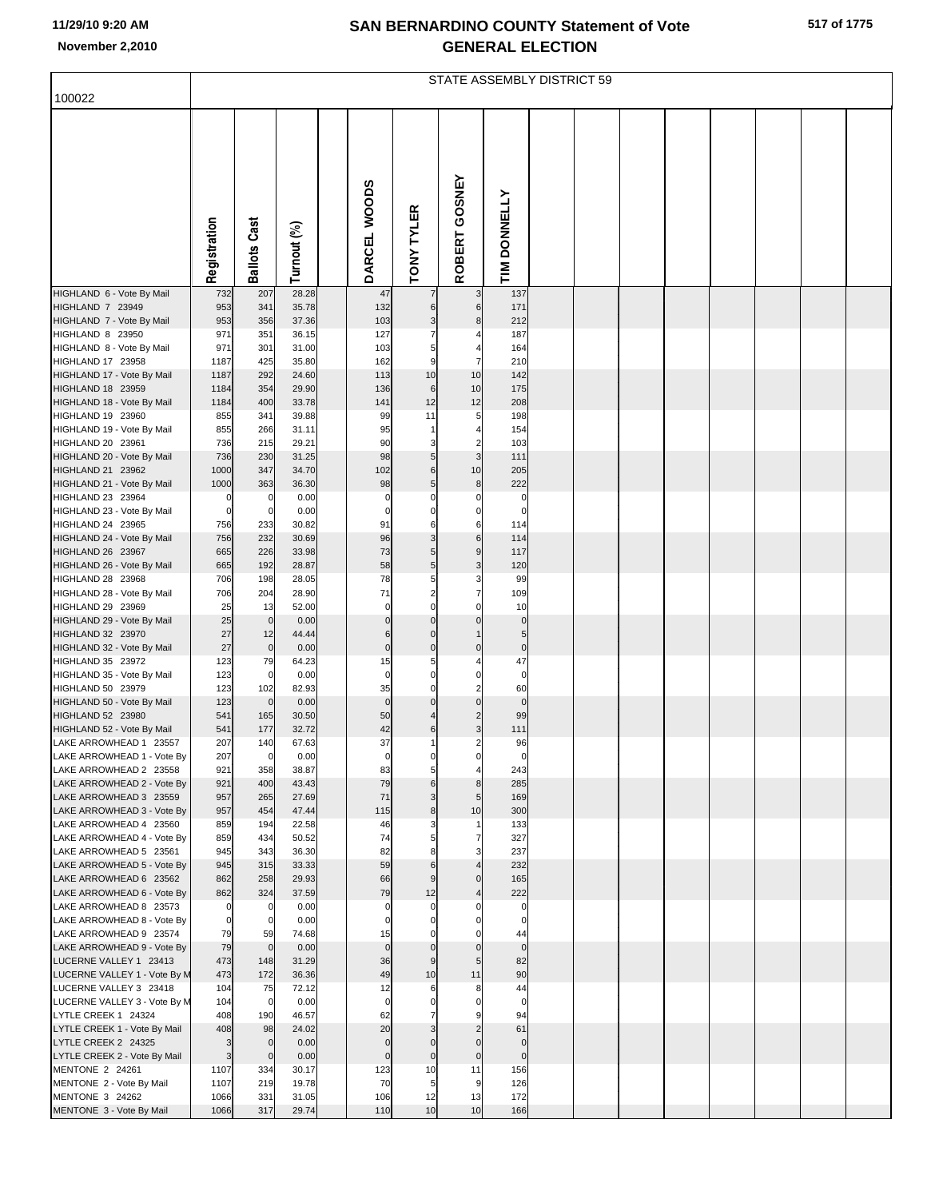# SAN BERNARDINO COUNTY Statement of Vote
# GENERAL ELECTION

11/29/10 9:20 AM
November 2,2010

100022

STATE ASSEMBLY DISTRICT 59

| | Registration | Ballots Cast | Turnout (%) | DARCEL WOODS | TONY TYLER | ROBERT GOSNEY | TIM DONNELLY |
|---|---|---|---|---|---|---|---|
| HIGHLAND 6 - Vote By Mail | 732 | 207 | 28.28 | 47 | 7 | 3 | 137 |
| HIGHLAND 7 23949 | 953 | 341 | 35.78 | 132 | 6 | 6 | 171 |
| HIGHLAND 7 - Vote By Mail | 953 | 356 | 37.36 | 103 | 3 | 8 | 212 |
| HIGHLAND 8 23950 | 971 | 351 | 36.15 | 127 | 7 | 4 | 187 |
| HIGHLAND 8 - Vote By Mail | 971 | 301 | 31.00 | 103 | 5 | 4 | 164 |
| HIGHLAND 17 23958 | 1187 | 425 | 35.80 | 162 | 9 | 7 | 210 |
| HIGHLAND 17 - Vote By Mail | 1187 | 292 | 24.60 | 113 | 10 | 10 | 142 |
| HIGHLAND 18 23959 | 1184 | 354 | 29.90 | 136 | 6 | 10 | 175 |
| HIGHLAND 18 - Vote By Mail | 1184 | 400 | 33.78 | 141 | 12 | 12 | 208 |
| HIGHLAND 19 23960 | 855 | 341 | 39.88 | 99 | 11 | 5 | 198 |
| HIGHLAND 19 - Vote By Mail | 855 | 266 | 31.11 | 95 | 1 | 4 | 154 |
| HIGHLAND 20 23961 | 736 | 215 | 29.21 | 90 | 3 | 2 | 103 |
| HIGHLAND 20 - Vote By Mail | 736 | 230 | 31.25 | 98 | 5 | 3 | 111 |
| HIGHLAND 21 23962 | 1000 | 347 | 34.70 | 102 | 6 | 10 | 205 |
| HIGHLAND 21 - Vote By Mail | 1000 | 363 | 36.30 | 98 | 5 | 8 | 222 |
| HIGHLAND 23 23964 | 0 | 0 | 0.00 | 0 | 0 | 0 | 0 |
| HIGHLAND 23 - Vote By Mail | 0 | 0 | 0.00 | 0 | 0 | 0 | 0 |
| HIGHLAND 24 23965 | 756 | 233 | 30.82 | 91 | 6 | 6 | 114 |
| HIGHLAND 24 - Vote By Mail | 756 | 232 | 30.69 | 96 | 3 | 6 | 114 |
| HIGHLAND 26 23967 | 665 | 226 | 33.98 | 73 | 5 | 9 | 117 |
| HIGHLAND 26 - Vote By Mail | 665 | 192 | 28.87 | 58 | 5 | 3 | 120 |
| HIGHLAND 28 23968 | 706 | 198 | 28.05 | 78 | 5 | 3 | 99 |
| HIGHLAND 28 - Vote By Mail | 706 | 204 | 28.90 | 71 | 2 | 7 | 109 |
| HIGHLAND 29 23969 | 25 | 13 | 52.00 | 0 | 0 | 0 | 10 |
| HIGHLAND 29 - Vote By Mail | 25 | 0 | 0.00 | 0 | 0 | 0 | 0 |
| HIGHLAND 32 23970 | 27 | 12 | 44.44 | 6 | 0 | 1 | 5 |
| HIGHLAND 32 - Vote By Mail | 27 | 0 | 0.00 | 0 | 0 | 0 | 0 |
| HIGHLAND 35 23972 | 123 | 79 | 64.23 | 15 | 5 | 4 | 47 |
| HIGHLAND 35 - Vote By Mail | 123 | 0 | 0.00 | 0 | 0 | 0 | 0 |
| HIGHLAND 50 23979 | 123 | 102 | 82.93 | 35 | 0 | 2 | 60 |
| HIGHLAND 50 - Vote By Mail | 123 | 0 | 0.00 | 0 | 0 | 0 | 0 |
| HIGHLAND 52 23980 | 541 | 165 | 30.50 | 50 | 4 | 2 | 99 |
| HIGHLAND 52 - Vote By Mail | 541 | 177 | 32.72 | 42 | 6 | 3 | 111 |
| LAKE ARROWHEAD 1 23557 | 207 | 140 | 67.63 | 37 | 1 | 2 | 96 |
| LAKE ARROWHEAD 1 - Vote By | 207 | 0 | 0.00 | 0 | 0 | 0 | 0 |
| LAKE ARROWHEAD 2 23558 | 921 | 358 | 38.87 | 83 | 5 | 4 | 243 |
| LAKE ARROWHEAD 2 - Vote By | 921 | 400 | 43.43 | 79 | 6 | 8 | 285 |
| LAKE ARROWHEAD 3 23559 | 957 | 265 | 27.69 | 71 | 3 | 5 | 169 |
| LAKE ARROWHEAD 3 - Vote By | 957 | 454 | 47.44 | 115 | 8 | 10 | 300 |
| LAKE ARROWHEAD 4 23560 | 859 | 194 | 22.58 | 46 | 3 | 1 | 133 |
| LAKE ARROWHEAD 4 - Vote By | 859 | 434 | 50.52 | 74 | 5 | 7 | 327 |
| LAKE ARROWHEAD 5 23561 | 945 | 343 | 36.30 | 82 | 8 | 3 | 237 |
| LAKE ARROWHEAD 5 - Vote By | 945 | 315 | 33.33 | 59 | 6 | 4 | 232 |
| LAKE ARROWHEAD 6 23562 | 862 | 258 | 29.93 | 66 | 9 | 0 | 165 |
| LAKE ARROWHEAD 6 - Vote By | 862 | 324 | 37.59 | 79 | 12 | 4 | 222 |
| LAKE ARROWHEAD 8 23573 | 0 | 0 | 0.00 | 0 | 0 | 0 | 0 |
| LAKE ARROWHEAD 8 - Vote By | 0 | 0 | 0.00 | 0 | 0 | 0 | 0 |
| LAKE ARROWHEAD 9 23574 | 79 | 59 | 74.68 | 15 | 0 | 0 | 44 |
| LAKE ARROWHEAD 9 - Vote By | 79 | 0 | 0.00 | 0 | 0 | 0 | 0 |
| LUCERNE VALLEY 1 23413 | 473 | 148 | 31.29 | 36 | 9 | 5 | 82 |
| LUCERNE VALLEY 1 - Vote By M | 473 | 172 | 36.36 | 49 | 10 | 11 | 90 |
| LUCERNE VALLEY 3 23418 | 104 | 75 | 72.12 | 12 | 6 | 8 | 44 |
| LUCERNE VALLEY 3 - Vote By M | 104 | 0 | 0.00 | 0 | 0 | 0 | 0 |
| LYTLE CREEK 1 24324 | 408 | 190 | 46.57 | 62 | 7 | 9 | 94 |
| LYTLE CREEK 1 - Vote By Mail | 408 | 98 | 24.02 | 20 | 3 | 2 | 61 |
| LYTLE CREEK 2 24325 | 3 | 0 | 0.00 | 0 | 0 | 0 | 0 |
| LYTLE CREEK 2 - Vote By Mail | 3 | 0 | 0.00 | 0 | 0 | 0 | 0 |
| MENTONE 2 24261 | 1107 | 334 | 30.17 | 123 | 10 | 11 | 156 |
| MENTONE 2 - Vote By Mail | 1107 | 219 | 19.78 | 70 | 5 | 9 | 126 |
| MENTONE 3 24262 | 1066 | 331 | 31.05 | 106 | 12 | 13 | 172 |
| MENTONE 3 - Vote By Mail | 1066 | 317 | 29.74 | 110 | 10 | 10 | 166 |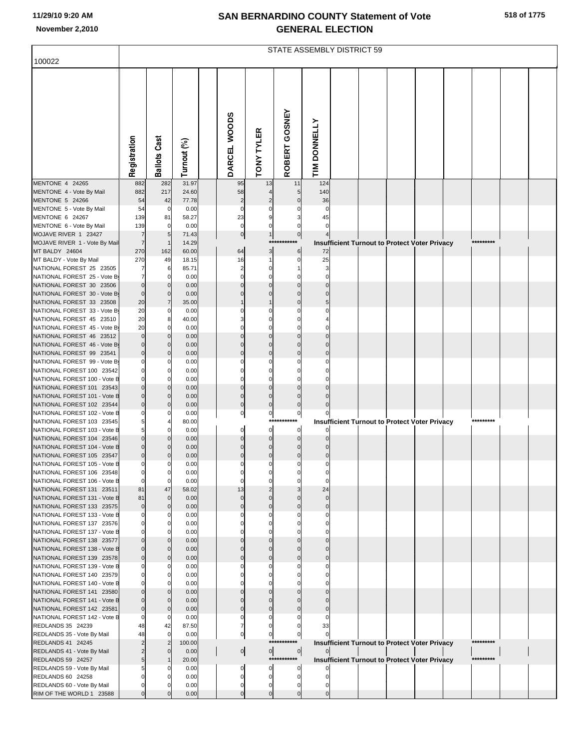# SAN BERNARDINO COUNTY Statement of Vote
# GENERAL ELECTION

11/29/10 9:20 AM
November 2,2010

100022

STATE ASSEMBLY DISTRICT 59

| | Registration | Ballots Cast | Turnout (%) | DARCEL WOODS | TONY TYLER | ROBERT GOSNEY | TIM DONNELLY |
|---|---|---|---|---|---|---|---|
| MENTONE 4 24265 | 882 | 282 | 31.97 | 95 | 13 | 11 | 124 |
| MENTONE 4 - Vote By Mail | 882 | 217 | 24.60 | 58 | 4 | 5 | 140 |
| MENTONE 5 24266 | 54 | 42 | 77.78 | 2 | 2 | 0 | 36 |
| MENTONE 5 - Vote By Mail | 54 | 0 | 0.00 | 0 | 0 | 0 | 0 |
| MENTONE 6 24267 | 139 | 81 | 58.27 | 23 | 9 | 3 | 45 |
| MENTONE 6 - Vote By Mail | 139 | 0 | 0.00 | 0 | 0 | 0 | 0 |
| MOJAVE RIVER 1 23427 | 7 | 5 | 71.43 | 0 | 1 | 0 | 4 |
| MOJAVE RIVER 1 - Vote By Mail | 7 | 1 | 14.29 | *********** Insufficient Turnout to Protect Voter Privacy ********* | | | |
| MT BALDY 24604 | 270 | 162 | 60.00 | 64 | 3 | 6 | 72 |
| MT BALDY - Vote By Mail | 270 | 49 | 18.15 | 16 | 1 | 0 | 25 |
| NATIONAL FOREST 25 23505 | 7 | 6 | 85.71 | 2 | 0 | 1 | 3 |
| NATIONAL FOREST 25 - Vote By | 7 | 0 | 0.00 | 0 | 0 | 0 | 0 |
| NATIONAL FOREST 30 23506 | 0 | 0 | 0.00 | 0 | 0 | 0 | 0 |
| NATIONAL FOREST 30 - Vote By | 0 | 0 | 0.00 | 0 | 0 | 0 | 0 |
| NATIONAL FOREST 33 23508 | 20 | 7 | 35.00 | 1 | 1 | 0 | 5 |
| NATIONAL FOREST 33 - Vote By | 20 | 0 | 0.00 | 0 | 0 | 0 | 0 |
| NATIONAL FOREST 45 23510 | 20 | 8 | 40.00 | 3 | 0 | 0 | 4 |
| NATIONAL FOREST 45 - Vote By | 20 | 0 | 0.00 | 0 | 0 | 0 | 0 |
| NATIONAL FOREST 46 23512 | 0 | 0 | 0.00 | 0 | 0 | 0 | 0 |
| NATIONAL FOREST 46 - Vote By | 0 | 0 | 0.00 | 0 | 0 | 0 | 0 |
| NATIONAL FOREST 99 23541 | 0 | 0 | 0.00 | 0 | 0 | 0 | 0 |
| NATIONAL FOREST 99 - Vote By | 0 | 0 | 0.00 | 0 | 0 | 0 | 0 |
| NATIONAL FOREST 100 23542 | 0 | 0 | 0.00 | 0 | 0 | 0 | 0 |
| NATIONAL FOREST 100 - Vote B | 0 | 0 | 0.00 | 0 | 0 | 0 | 0 |
| NATIONAL FOREST 101 23543 | 0 | 0 | 0.00 | 0 | 0 | 0 | 0 |
| NATIONAL FOREST 101 - Vote B | 0 | 0 | 0.00 | 0 | 0 | 0 | 0 |
| NATIONAL FOREST 102 23544 | 0 | 0 | 0.00 | 0 | 0 | 0 | 0 |
| NATIONAL FOREST 102 - Vote B | 0 | 0 | 0.00 | 0 | 0 | 0 | 0 |
| NATIONAL FOREST 103 23545 | 5 | 4 | 80.00 | *********** Insufficient Turnout to Protect Voter Privacy ********* | | | |
| NATIONAL FOREST 103 - Vote B | 5 | 0 | 0.00 | 0 | 0 | 0 | 0 |
| NATIONAL FOREST 104 23546 | 0 | 0 | 0.00 | 0 | 0 | 0 | 0 |
| NATIONAL FOREST 104 - Vote B | 0 | 0 | 0.00 | 0 | 0 | 0 | 0 |
| NATIONAL FOREST 105 23547 | 0 | 0 | 0.00 | 0 | 0 | 0 | 0 |
| NATIONAL FOREST 105 - Vote B | 0 | 0 | 0.00 | 0 | 0 | 0 | 0 |
| NATIONAL FOREST 106 23548 | 0 | 0 | 0.00 | 0 | 0 | 0 | 0 |
| NATIONAL FOREST 106 - Vote B | 0 | 0 | 0.00 | 0 | 0 | 0 | 0 |
| NATIONAL FOREST 131 23511 | 81 | 47 | 58.02 | 13 | 2 | 3 | 24 |
| NATIONAL FOREST 131 - Vote B | 81 | 0 | 0.00 | 0 | 0 | 0 | 0 |
| NATIONAL FOREST 133 23575 | 0 | 0 | 0.00 | 0 | 0 | 0 | 0 |
| NATIONAL FOREST 133 - Vote B | 0 | 0 | 0.00 | 0 | 0 | 0 | 0 |
| NATIONAL FOREST 137 23576 | 0 | 0 | 0.00 | 0 | 0 | 0 | 0 |
| NATIONAL FOREST 137 - Vote B | 0 | 0 | 0.00 | 0 | 0 | 0 | 0 |
| NATIONAL FOREST 138 23577 | 0 | 0 | 0.00 | 0 | 0 | 0 | 0 |
| NATIONAL FOREST 138 - Vote B | 0 | 0 | 0.00 | 0 | 0 | 0 | 0 |
| NATIONAL FOREST 139 23578 | 0 | 0 | 0.00 | 0 | 0 | 0 | 0 |
| NATIONAL FOREST 139 - Vote B | 0 | 0 | 0.00 | 0 | 0 | 0 | 0 |
| NATIONAL FOREST 140 23579 | 0 | 0 | 0.00 | 0 | 0 | 0 | 0 |
| NATIONAL FOREST 140 - Vote B | 0 | 0 | 0.00 | 0 | 0 | 0 | 0 |
| NATIONAL FOREST 141 23580 | 0 | 0 | 0.00 | 0 | 0 | 0 | 0 |
| NATIONAL FOREST 141 - Vote B | 0 | 0 | 0.00 | 0 | 0 | 0 | 0 |
| NATIONAL FOREST 142 23581 | 0 | 0 | 0.00 | 0 | 0 | 0 | 0 |
| NATIONAL FOREST 142 - Vote B | 0 | 0 | 0.00 | 0 | 0 | 0 | 0 |
| REDLANDS 35 24239 | 48 | 42 | 87.50 | 7 | 0 | 0 | 33 |
| REDLANDS 35 - Vote By Mail | 48 | 0 | 0.00 | 0 | 0 | 0 | 0 |
| REDLANDS 41 24245 | 2 | 2 | 100.00 | *********** Insufficient Turnout to Protect Voter Privacy ********* | | | |
| REDLANDS 41 - Vote By Mail | 2 | 0 | 0.00 | 0 | 0 | 0 | 0 |
| REDLANDS 59 24257 | 5 | 1 | 20.00 | *********** Insufficient Turnout to Protect Voter Privacy ********* | | | |
| REDLANDS 59 - Vote By Mail | 5 | 0 | 0.00 | 0 | 0 | 0 | 0 |
| REDLANDS 60 24258 | 0 | 0 | 0.00 | 0 | 0 | 0 | 0 |
| REDLANDS 60 - Vote By Mail | 0 | 0 | 0.00 | 0 | 0 | 0 | 0 |
| RIM OF THE WORLD 1 23588 | 0 | 0 | 0.00 | 0 | 0 | 0 | 0 |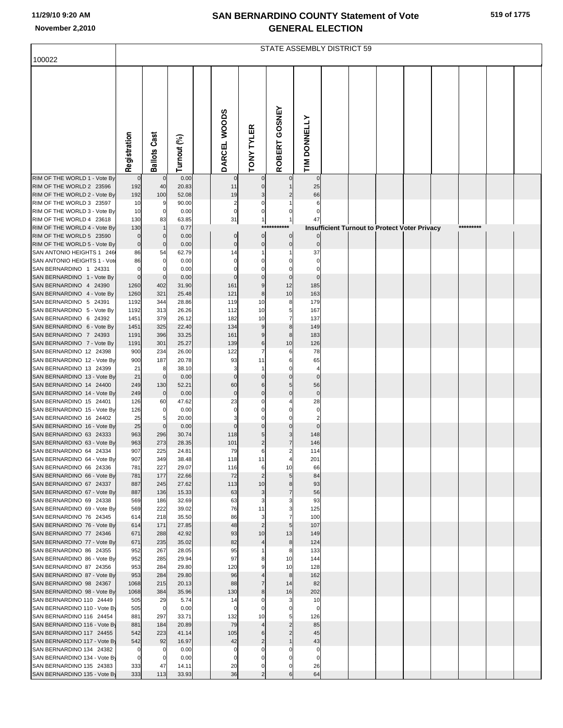# SAN BERNARDINO COUNTY Statement of Vote
## GENERAL ELECTION

November 2,2010

100022

STATE ASSEMBLY DISTRICT 59

| | Registration | Ballots Cast | Turnout (%) | DARCEL WOODS | TONY TYLER | ROBERT GOSNEY | TIM DONNELLY |
|---|---|---|---|---|---|---|---|
| RIM OF THE WORLD 1 - Vote By | 0 | 0 | 0.00 | 0 | 0 | 0 | 0 |
| RIM OF THE WORLD 2 23596 | 192 | 40 | 20.83 | 11 | 0 | 1 | 25 |
| RIM OF THE WORLD 2 - Vote By | 192 | 100 | 52.08 | 19 | 3 | 2 | 66 |
| RIM OF THE WORLD 3 23597 | 10 | 9 | 90.00 | 2 | 0 | 1 | 6 |
| RIM OF THE WORLD 3 - Vote By | 10 | 0 | 0.00 | 0 | 0 | 0 | 0 |
| RIM OF THE WORLD 4 23618 | 130 | 83 | 63.85 | 31 | 1 | 1 | 47 |
| RIM OF THE WORLD 4 - Vote By | 130 | 1 | 0.77 | *********** Insufficient Turnout to Protect Voter Privacy ********* | | | |
| RIM OF THE WORLD 5 23590 | 0 | 0 | 0.00 | 0 | 0 | 0 | 0 |
| RIM OF THE WORLD 5 - Vote By | 0 | 0 | 0.00 | 0 | 0 | 0 | 0 |
| SAN ANTONIO HEIGHTS 1 246 | 86 | 54 | 62.79 | 14 | 1 | 1 | 37 |
| SAN ANTONIO HEIGHTS 1 - Vote | 86 | 0 | 0.00 | 0 | 0 | 0 | 0 |
| SAN BERNARDINO 1 24331 | 0 | 0 | 0.00 | 0 | 0 | 0 | 0 |
| SAN BERNARDINO 1 - Vote By | 0 | 0 | 0.00 | 0 | 0 | 0 | 0 |
| SAN BERNARDINO 4 24390 | 1260 | 402 | 31.90 | 161 | 9 | 12 | 185 |
| SAN BERNARDINO 4 - Vote By | 1260 | 321 | 25.48 | 121 | 8 | 10 | 163 |
| SAN BERNARDINO 5 24391 | 1192 | 344 | 28.86 | 119 | 10 | 8 | 179 |
| SAN BERNARDINO 5 - Vote By | 1192 | 313 | 26.26 | 112 | 10 | 5 | 167 |
| SAN BERNARDINO 6 24392 | 1451 | 379 | 26.12 | 182 | 10 | 7 | 137 |
| SAN BERNARDINO 6 - Vote By | 1451 | 325 | 22.40 | 134 | 9 | 8 | 149 |
| SAN BERNARDINO 7 24393 | 1191 | 396 | 33.25 | 161 | 9 | 8 | 183 |
| SAN BERNARDINO 7 - Vote By | 1191 | 301 | 25.27 | 139 | 6 | 10 | 126 |
| SAN BERNARDINO 12 24398 | 900 | 234 | 26.00 | 122 | 7 | 6 | 78 |
| SAN BERNARDINO 12 - Vote By | 900 | 187 | 20.78 | 93 | 11 | 6 | 65 |
| SAN BERNARDINO 13 24399 | 21 | 8 | 38.10 | 3 | 1 | 0 | 4 |
| SAN BERNARDINO 13 - Vote By | 21 | 0 | 0.00 | 0 | 0 | 0 | 0 |
| SAN BERNARDINO 14 24400 | 249 | 130 | 52.21 | 60 | 6 | 5 | 56 |
| SAN BERNARDINO 14 - Vote By | 249 | 0 | 0.00 | 0 | 0 | 0 | 0 |
| SAN BERNARDINO 15 24401 | 126 | 60 | 47.62 | 23 | 0 | 4 | 28 |
| SAN BERNARDINO 15 - Vote By | 126 | 0 | 0.00 | 0 | 0 | 0 | 0 |
| SAN BERNARDINO 16 24402 | 25 | 5 | 20.00 | 3 | 0 | 0 | 2 |
| SAN BERNARDINO 16 - Vote By | 25 | 0 | 0.00 | 0 | 0 | 0 | 0 |
| SAN BERNARDINO 63 24333 | 963 | 296 | 30.74 | 118 | 5 | 3 | 148 |
| SAN BERNARDINO 63 - Vote By | 963 | 273 | 28.35 | 101 | 2 | 7 | 146 |
| SAN BERNARDINO 64 24334 | 907 | 225 | 24.81 | 79 | 6 | 2 | 114 |
| SAN BERNARDINO 64 - Vote By | 907 | 349 | 38.48 | 118 | 11 | 4 | 201 |
| SAN BERNARDINO 66 24336 | 781 | 227 | 29.07 | 116 | 6 | 10 | 66 |
| SAN BERNARDINO 66 - Vote By | 781 | 177 | 22.66 | 72 | 2 | 5 | 84 |
| SAN BERNARDINO 67 24337 | 887 | 245 | 27.62 | 113 | 10 | 8 | 93 |
| SAN BERNARDINO 67 - Vote By | 887 | 136 | 15.33 | 63 | 3 | 7 | 56 |
| SAN BERNARDINO 69 24338 | 569 | 186 | 32.69 | 63 | 3 | 3 | 93 |
| SAN BERNARDINO 69 - Vote By | 569 | 222 | 39.02 | 76 | 11 | 3 | 125 |
| SAN BERNARDINO 76 24345 | 614 | 218 | 35.50 | 86 | 3 | 7 | 100 |
| SAN BERNARDINO 76 - Vote By | 614 | 171 | 27.85 | 48 | 2 | 5 | 107 |
| SAN BERNARDINO 77 24346 | 671 | 288 | 42.92 | 93 | 10 | 13 | 149 |
| SAN BERNARDINO 77 - Vote By | 671 | 235 | 35.02 | 82 | 4 | 8 | 124 |
| SAN BERNARDINO 86 24355 | 952 | 267 | 28.05 | 95 | 1 | 8 | 133 |
| SAN BERNARDINO 86 - Vote By | 952 | 285 | 29.94 | 97 | 8 | 10 | 144 |
| SAN BERNARDINO 87 24356 | 953 | 284 | 29.80 | 120 | 9 | 10 | 128 |
| SAN BERNARDINO 87 - Vote By | 953 | 284 | 29.80 | 96 | 4 | 8 | 162 |
| SAN BERNARDINO 98 24367 | 1068 | 215 | 20.13 | 88 | 7 | 14 | 82 |
| SAN BERNARDINO 98 - Vote By | 1068 | 384 | 35.96 | 130 | 8 | 16 | 202 |
| SAN BERNARDINO 110 24449 | 505 | 29 | 5.74 | 14 | 0 | 3 | 10 |
| SAN BERNARDINO 110 - Vote By | 505 | 0 | 0.00 | 0 | 0 | 0 | 0 |
| SAN BERNARDINO 116 24454 | 881 | 297 | 33.71 | 132 | 10 | 5 | 126 |
| SAN BERNARDINO 116 - Vote By | 881 | 184 | 20.89 | 79 | 4 | 2 | 85 |
| SAN BERNARDINO 117 24455 | 542 | 223 | 41.14 | 105 | 6 | 2 | 45 |
| SAN BERNARDINO 117 - Vote By | 542 | 92 | 16.97 | 42 | 2 | 1 | 43 |
| SAN BERNARDINO 134 24382 | 0 | 0 | 0.00 | 0 | 0 | 0 | 0 |
| SAN BERNARDINO 134 - Vote By | 0 | 0 | 0.00 | 0 | 0 | 0 | 0 |
| SAN BERNARDINO 135 24383 | 333 | 47 | 14.11 | 20 | 0 | 0 | 26 |
| SAN BERNARDINO 135 - Vote By | 333 | 113 | 33.93 | 36 | 2 | 6 | 64 |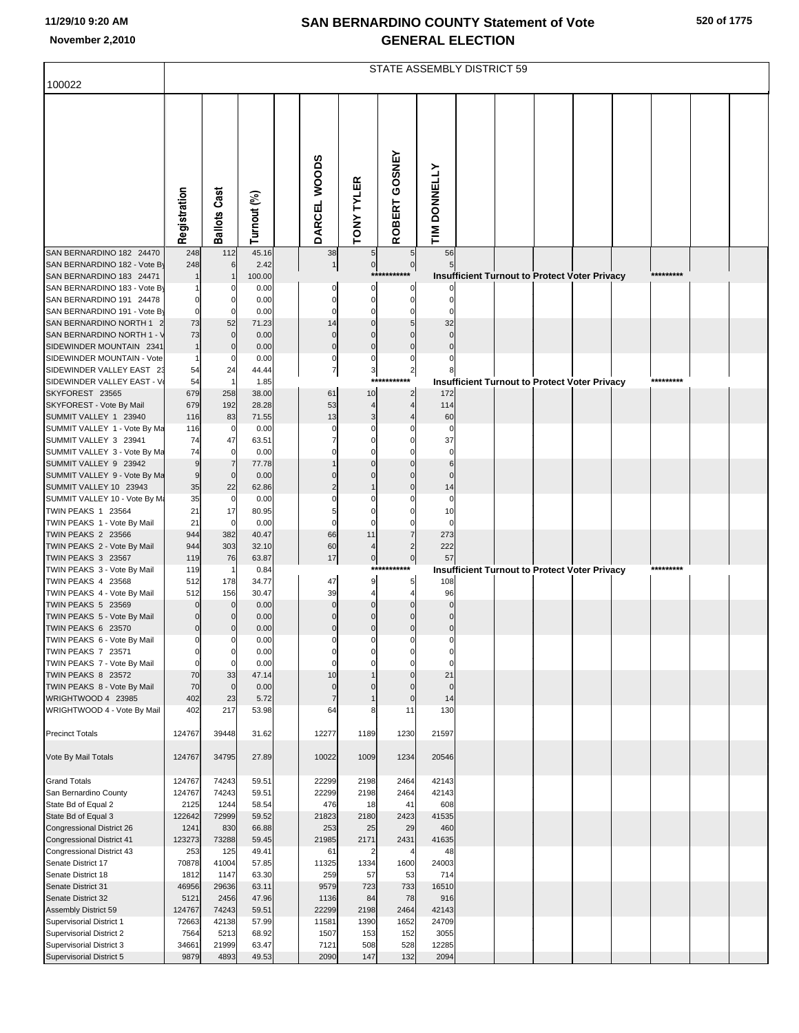# SAN BERNARDINO COUNTY Statement of Vote
## GENERAL ELECTION

11/29/10 9:20 AM
November 2,2010

STATE ASSEMBLY DISTRICT 59

100022

| | Registration | Ballots Cast | Turnout (%) | DARCEL WOODS | TONY TYLER | ROBERT GOSNEY | TIM DONNELLY |
|---|---|---|---|---|---|---|---|
| SAN BERNARDINO 182 24470 | 248 | 112 | 45.16 | 38 | 5 | 5 | 56 |
| SAN BERNARDINO 182 - Vote By | 248 | 6 | 2.42 | 1 | 0 | 0 | 5 |
| SAN BERNARDINO 183 24471 | 1 | 1 | 100.00 | *********** Insufficient Turnout to Protect Voter Privacy ********* | | | |
| SAN BERNARDINO 183 - Vote By | 1 | 0 | 0.00 | 0 | 0 | 0 | 0 |
| SAN BERNARDINO 191 24478 | 0 | 0 | 0.00 | 0 | 0 | 0 | 0 |
| SAN BERNARDINO 191 - Vote By | 0 | 0 | 0.00 | 0 | 0 | 0 | 0 |
| SAN BERNARDINO NORTH 1 2 | 73 | 52 | 71.23 | 14 | 0 | 5 | 32 |
| SAN BERNARDINO NORTH 1 - V | 73 | 0 | 0.00 | 0 | 0 | 0 | 0 |
| SIDEWINDER MOUNTAIN 2341 | 1 | 0 | 0.00 | 0 | 0 | 0 | 0 |
| SIDEWINDER MOUNTAIN - Vote | 1 | 0 | 0.00 | 0 | 0 | 0 | 0 |
| SIDEWINDER VALLEY EAST 23 | 54 | 24 | 44.44 | 7 | 3 | 2 | 8 |
| SIDEWINDER VALLEY EAST - Vo | 54 | 1 | 1.85 | *********** Insufficient Turnout to Protect Voter Privacy ********* | | | |
| SKYFOREST 23565 | 679 | 258 | 38.00 | 61 | 10 | 2 | 172 |
| SKYFOREST - Vote By Mail | 679 | 192 | 28.28 | 53 | 4 | 4 | 114 |
| SUMMIT VALLEY 1 23940 | 116 | 83 | 71.55 | 13 | 3 | 4 | 60 |
| SUMMIT VALLEY 1 - Vote By Ma | 116 | 0 | 0.00 | 0 | 0 | 0 | 0 |
| SUMMIT VALLEY 3 23941 | 74 | 47 | 63.51 | 7 | 0 | 0 | 37 |
| SUMMIT VALLEY 3 - Vote By Ma | 74 | 0 | 0.00 | 0 | 0 | 0 | 0 |
| SUMMIT VALLEY 9 23942 | 9 | 7 | 77.78 | 1 | 0 | 0 | 6 |
| SUMMIT VALLEY 9 - Vote By Ma | 9 | 0 | 0.00 | 0 | 0 | 0 | 0 |
| SUMMIT VALLEY 10 23943 | 35 | 22 | 62.86 | 2 | 1 | 0 | 14 |
| SUMMIT VALLEY 10 - Vote By Ma | 35 | 0 | 0.00 | 0 | 0 | 0 | 0 |
| TWIN PEAKS 1 23564 | 21 | 17 | 80.95 | 5 | 0 | 0 | 10 |
| TWIN PEAKS 1 - Vote By Mail | 21 | 0 | 0.00 | 0 | 0 | 0 | 0 |
| TWIN PEAKS 2 23566 | 944 | 382 | 40.47 | 66 | 11 | 7 | 273 |
| TWIN PEAKS 2 - Vote By Mail | 944 | 303 | 32.10 | 60 | 4 | 2 | 222 |
| TWIN PEAKS 3 23567 | 119 | 76 | 63.87 | 17 | 0 | 0 | 57 |
| TWIN PEAKS 3 - Vote By Mail | 119 | 1 | 0.84 | *********** Insufficient Turnout to Protect Voter Privacy ********* | | | |
| TWIN PEAKS 4 23568 | 512 | 178 | 34.77 | 47 | 9 | 5 | 108 |
| TWIN PEAKS 4 - Vote By Mail | 512 | 156 | 30.47 | 39 | 4 | 4 | 96 |
| TWIN PEAKS 5 23569 | 0 | 0 | 0.00 | 0 | 0 | 0 | 0 |
| TWIN PEAKS 5 - Vote By Mail | 0 | 0 | 0.00 | 0 | 0 | 0 | 0 |
| TWIN PEAKS 6 23570 | 0 | 0 | 0.00 | 0 | 0 | 0 | 0 |
| TWIN PEAKS 6 - Vote By Mail | 0 | 0 | 0.00 | 0 | 0 | 0 | 0 |
| TWIN PEAKS 7 23571 | 0 | 0 | 0.00 | 0 | 0 | 0 | 0 |
| TWIN PEAKS 7 - Vote By Mail | 0 | 0 | 0.00 | 0 | 0 | 0 | 0 |
| TWIN PEAKS 8 23572 | 70 | 33 | 47.14 | 10 | 1 | 0 | 21 |
| TWIN PEAKS 8 - Vote By Mail | 70 | 0 | 0.00 | 0 | 0 | 0 | 0 |
| WRIGHTWOOD 4 23985 | 402 | 23 | 5.72 | 7 | 1 | 0 | 14 |
| WRIGHTWOOD 4 - Vote By Mail | 402 | 217 | 53.98 | 64 | 8 | 11 | 130 |
| Precinct Totals | 124767 | 39448 | 31.62 | 12277 | 1189 | 1230 | 21597 |
| Vote By Mail Totals | 124767 | 34795 | 27.89 | 10022 | 1009 | 1234 | 20546 |
| Grand Totals | 124767 | 74243 | 59.51 | 22299 | 2198 | 2464 | 42143 |
| San Bernardino County | 124767 | 74243 | 59.51 | 22299 | 2198 | 2464 | 42143 |
| State Bd of Equal 2 | 2125 | 1244 | 58.54 | 476 | 18 | 41 | 608 |
| State Bd of Equal 3 | 122642 | 72999 | 59.52 | 21823 | 2180 | 2423 | 41535 |
| Congressional District 26 | 1241 | 830 | 66.88 | 253 | 25 | 29 | 460 |
| Congressional District 41 | 123273 | 73288 | 59.45 | 21985 | 2171 | 2431 | 41635 |
| Congressional District 43 | 253 | 125 | 49.41 | 61 | 2 | 4 | 48 |
| Senate District 17 | 70878 | 41004 | 57.85 | 11325 | 1334 | 1600 | 24003 |
| Senate District 18 | 1812 | 1147 | 63.30 | 259 | 57 | 53 | 714 |
| Senate District 31 | 46956 | 29636 | 63.11 | 9579 | 723 | 733 | 16510 |
| Senate District 32 | 5121 | 2456 | 47.96 | 1136 | 84 | 78 | 916 |
| Assembly District 59 | 124767 | 74243 | 59.51 | 22299 | 2198 | 2464 | 42143 |
| Supervisorial District 1 | 72663 | 42138 | 57.99 | 11581 | 1390 | 1652 | 24709 |
| Supervisorial District 2 | 7564 | 5213 | 68.92 | 1507 | 153 | 152 | 3055 |
| Supervisorial District 3 | 34661 | 21999 | 63.47 | 7121 | 508 | 528 | 12285 |
| Supervisorial District 5 | 9879 | 4893 | 49.53 | 2090 | 147 | 132 | 2094 |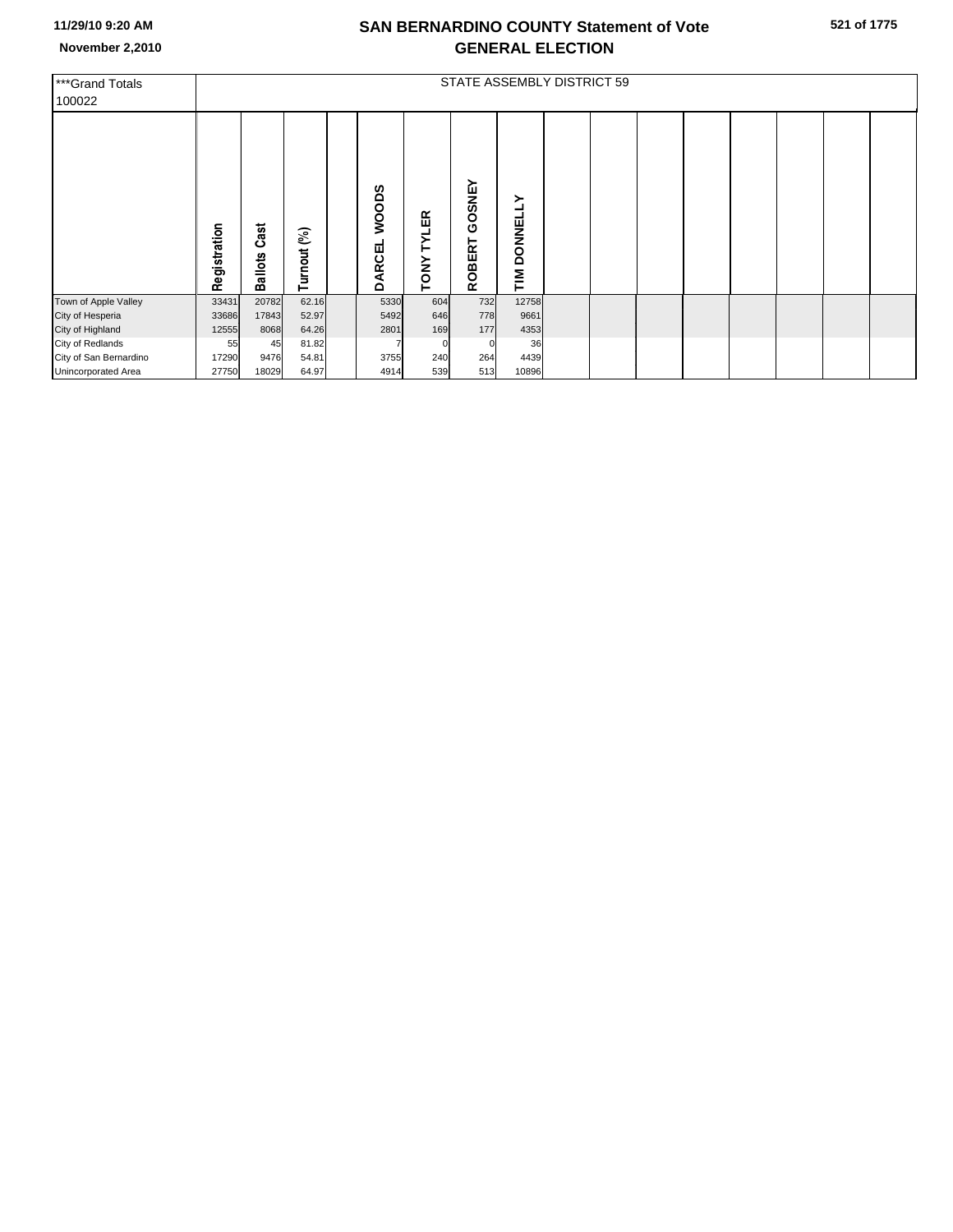# SAN BERNARDINO COUNTY Statement of Vote
## GENERAL ELECTION

11/29/10 9:20 AM

November 2,2010

| ***Grand Totals 100022 | STATE ASSEMBLY DISTRICT 59 | | | | | | | |
|---|---|---|---|---|---|---|---|---|
| | Registration | Ballots Cast | Turnout (%) | | DARCEL WOODS | TONY TYLER | ROBERT GOSNEY | TIM DONNELLY |
| Town of Apple Valley | 33431 | 20782 | 62.16 | | 5330 | 604 | 732 | 12758 |
| City of Hesperia | 33686 | 17843 | 52.97 | | 5492 | 646 | 778 | 9661 |
| City of Highland | 12555 | 8068 | 64.26 | | 2801 | 169 | 177 | 4353 |
| City of Redlands | 55 | 45 | 81.82 | | 7 | 0 | 0 | 36 |
| City of San Bernardino | 17290 | 9476 | 54.81 | | 3755 | 240 | 264 | 4439 |
| Unincorporated Area | 27750 | 18029 | 64.97 | | 4914 | 539 | 513 | 10896 |